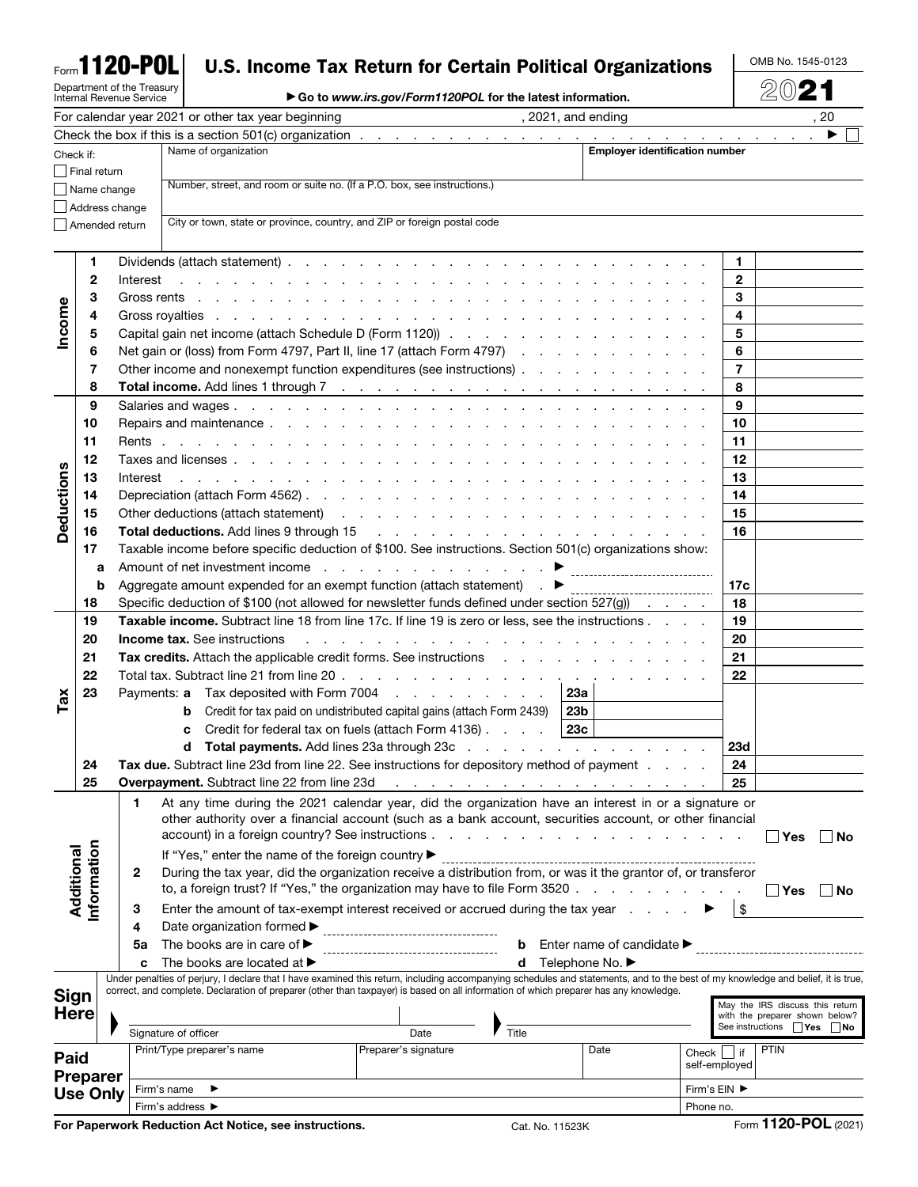Form **1120-POL**

Department of the Treasury
Internal Revenue Service

# U.S. Income Tax Return for Certain Political Organizations

▶ Go to *www.irs.gov/Form1120POL* for the latest information.

OMB No. 1545-0123

**2021**

For calendar year 2021 or other tax year beginning , 2021, and ending , 20

Check the box if this is a section 501(c) organization . . . . . ▶ ☐

Check if:
- ☐ Final return
- ☐ Name change
- ☐ Address change
- ☐ Amended return

Name of organization | **Employer identification number**

Number, street, and room or suite no. (If a P.O. box, see instructions.)

City or town, state or province, country, and ZIP or foreign postal code

## Income

| | | | |
|---|---|---|---|
| 1 | Dividends (attach statement) | 1 | |
| 2 | Interest | 2 | |
| 3 | Gross rents | 3 | |
| 4 | Gross royalties | 4 | |
| 5 | Capital gain net income (attach Schedule D (Form 1120)) | 5 | |
| 6 | Net gain or (loss) from Form 4797, Part II, line 17 (attach Form 4797) | 6 | |
| 7 | Other income and nonexempt function expenditures (see instructions) | 7 | |
| 8 | **Total income.** Add lines 1 through 7 | 8 | |

## Deductions

| | | | |
|---|---|---|---|
| 9 | Salaries and wages | 9 | |
| 10 | Repairs and maintenance | 10 | |
| 11 | Rents | 11 | |
| 12 | Taxes and licenses | 12 | |
| 13 | Interest | 13 | |
| 14 | Depreciation (attach Form 4562) | 14 | |
| 15 | Other deductions (attach statement) | 15 | |
| 16 | **Total deductions.** Add lines 9 through 15 | 16 | |
| 17 | Taxable income before specific deduction of $100. See instructions. Section 501(c) organizations show: | | |
| a | Amount of net investment income ▶ | | |
| b | Aggregate amount expended for an exempt function (attach statement) ▶ | 17c | |
| 18 | Specific deduction of $100 (not allowed for newsletter funds defined under section 527(g)) | 18 | |

## Tax

| | | | |
|---|---|---|---|
| 19 | **Taxable income.** Subtract line 18 from line 17c. If line 19 is zero or less, see the instructions | 19 | |
| 20 | **Income tax.** See instructions | 20 | |
| 21 | **Tax credits.** Attach the applicable credit forms. See instructions | 21 | |
| 22 | Total tax. Subtract line 21 from line 20 | 22 | |
| 23 | Payments: **a** Tax deposited with Form 7004 — 23a | | |
| | **b** Credit for tax paid on undistributed capital gains (attach Form 2439) — 23b | | |
| | **c** Credit for federal tax on fuels (attach Form 4136) — 23c | | |
| | **d** **Total payments.** Add lines 23a through 23c | 23d | |
| 24 | **Tax due.** Subtract line 23d from line 22. See instructions for depository method of payment | 24 | |
| 25 | **Overpayment.** Subtract line 22 from line 23d | 25 | |

## Additional Information

1. At any time during the 2021 calendar year, did the organization have an interest in or a signature or other authority over a financial account (such as a bank account, securities account, or other financial account) in a foreign country? See instructions . . . ☐ Yes ☐ No

   If "Yes," enter the name of the foreign country ▶
2. During the tax year, did the organization receive a distribution from, or was it the grantor of, or transferor to, a foreign trust? If "Yes," the organization may have to file Form 3520 . . . ☐ Yes ☐ No
3. Enter the amount of tax-exempt interest received or accrued during the tax year ▶ $
4. Date organization formed ▶
5. **a** The books are in care of ▶ **b** Enter name of candidate ▶

   **c** The books are located at ▶ **d** Telephone No. ▶

## Sign Here

Under penalties of perjury, I declare that I have examined this return, including accompanying schedules and statements, and to the best of my knowledge and belief, it is true, correct, and complete. Declaration of preparer (other than taxpayer) is based on all information of which preparer has any knowledge.

Signature of officer | Date | Title

May the IRS discuss this return with the preparer shown below? See instructions ☐ Yes ☐ No

## Paid Preparer Use Only

| Print/Type preparer's name | Preparer's signature | Date | Check ☐ if self-employed | PTIN |
|---|---|---|---|---|
| Firm's name ▶ | | | Firm's EIN ▶ | |
| Firm's address ▶ | | | Phone no. | |

**For Paperwork Reduction Act Notice, see instructions.** Cat. No. 11523K Form **1120-POL** (2021)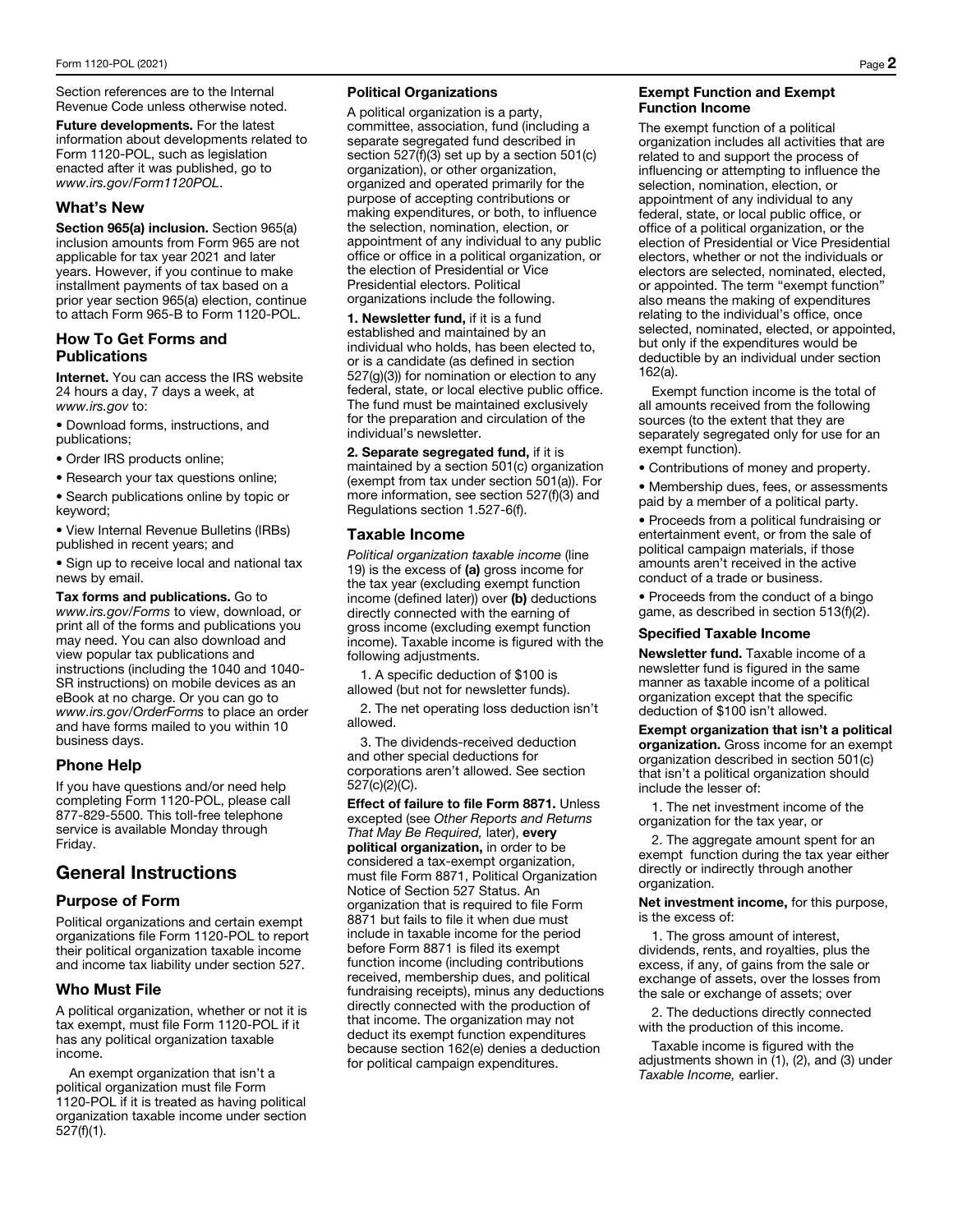Section references are to the Internal Revenue Code unless otherwise noted.

**Future developments.** For the latest information about developments related to Form 1120-POL, such as legislation enacted after it was published, go to *www.irs.gov/Form1120POL*.

## What's New

**Section 965(a) inclusion.** Section 965(a) inclusion amounts from Form 965 are not applicable for tax year 2021 and later years. However, if you continue to make installment payments of tax based on a prior year section 965(a) election, continue to attach Form 965-B to Form 1120-POL.

## How To Get Forms and Publications

**Internet.** You can access the IRS website 24 hours a day, 7 days a week, at *www.irs.gov* to:

- Download forms, instructions, and publications;
- Order IRS products online;
- Research your tax questions online;
- Search publications online by topic or keyword;
- View Internal Revenue Bulletins (IRBs) published in recent years; and
- Sign up to receive local and national tax news by email.

**Tax forms and publications.** Go to *www.irs.gov/Forms* to view, download, or print all of the forms and publications you may need. You can also download and view popular tax publications and instructions (including the 1040 and 1040-SR instructions) on mobile devices as an eBook at no charge. Or you can go to *www.irs.gov/OrderForms* to place an order and have forms mailed to you within 10 business days.

## Phone Help

If you have questions and/or need help completing Form 1120-POL, please call 877-829-5500. This toll-free telephone service is available Monday through Friday.

# General Instructions

## Purpose of Form

Political organizations and certain exempt organizations file Form 1120-POL to report their political organization taxable income and income tax liability under section 527.

## Who Must File

A political organization, whether or not it is tax exempt, must file Form 1120-POL if it has any political organization taxable income.

An exempt organization that isn't a political organization must file Form 1120-POL if it is treated as having political organization taxable income under section 527(f)(1).

### Political Organizations

A political organization is a party, committee, association, fund (including a separate segregated fund described in section 527(f)(3) set up by a section 501(c) organization), or other organization, organized and operated primarily for the purpose of accepting contributions or making expenditures, or both, to influence the selection, nomination, election, or appointment of any individual to any public office or office in a political organization, or the election of Presidential or Vice Presidential electors. Political organizations include the following.

**1. Newsletter fund,** if it is a fund established and maintained by an individual who holds, has been elected to, or is a candidate (as defined in section 527(g)(3)) for nomination or election to any federal, state, or local elective public office. The fund must be maintained exclusively for the preparation and circulation of the individual's newsletter.

**2. Separate segregated fund,** if it is maintained by a section 501(c) organization (exempt from tax under section 501(a)). For more information, see section 527(f)(3) and Regulations section 1.527-6(f).

## Taxable Income

*Political organization taxable income* (line 19) is the excess of **(a)** gross income for the tax year (excluding exempt function income (defined later)) over **(b)** deductions directly connected with the earning of gross income (excluding exempt function income). Taxable income is figured with the following adjustments.

1. A specific deduction of $100 is allowed (but not for newsletter funds).

2. The net operating loss deduction isn't allowed.

3. The dividends-received deduction and other special deductions for corporations aren't allowed. See section 527(c)(2)(C).

**Effect of failure to file Form 8871.** Unless excepted (see *Other Reports and Returns That May Be Required,* later), **every political organization,** in order to be considered a tax-exempt organization, must file Form 8871, Political Organization Notice of Section 527 Status. An organization that is required to file Form 8871 but fails to file it when due must include in taxable income for the period before Form 8871 is filed its exempt function income (including contributions received, membership dues, and political fundraising receipts), minus any deductions directly connected with the production of that income. The organization may not deduct its exempt function expenditures because section 162(e) denies a deduction for political campaign expenditures.

### Exempt Function and Exempt Function Income

The exempt function of a political organization includes all activities that are related to and support the process of influencing or attempting to influence the selection, nomination, election, or appointment of any individual to any federal, state, or local public office, or office of a political organization, or the election of Presidential or Vice Presidential electors, whether or not the individuals or electors are selected, nominated, elected, or appointed. The term "exempt function" also means the making of expenditures relating to the individual's office, once selected, nominated, elected, or appointed, but only if the expenditures would be deductible by an individual under section 162(a).

Exempt function income is the total of all amounts received from the following sources (to the extent that they are separately segregated only for use for an exempt function).

- Contributions of money and property.
- Membership dues, fees, or assessments paid by a member of a political party.
- Proceeds from a political fundraising or entertainment event, or from the sale of political campaign materials, if those amounts aren't received in the active conduct of a trade or business.
- Proceeds from the conduct of a bingo game, as described in section 513(f)(2).

### Specified Taxable Income

**Newsletter fund.** Taxable income of a newsletter fund is figured in the same manner as taxable income of a political organization except that the specific deduction of $100 isn't allowed.

**Exempt organization that isn't a political organization.** Gross income for an exempt organization described in section 501(c) that isn't a political organization should include the lesser of:

1. The net investment income of the organization for the tax year, or

2. The aggregate amount spent for an exempt function during the tax year either directly or indirectly through another organization.

**Net investment income,** for this purpose, is the excess of:

1. The gross amount of interest, dividends, rents, and royalties, plus the excess, if any, of gains from the sale or exchange of assets, over the losses from the sale or exchange of assets; over

2. The deductions directly connected with the production of this income.

Taxable income is figured with the adjustments shown in (1), (2), and (3) under *Taxable Income,* earlier.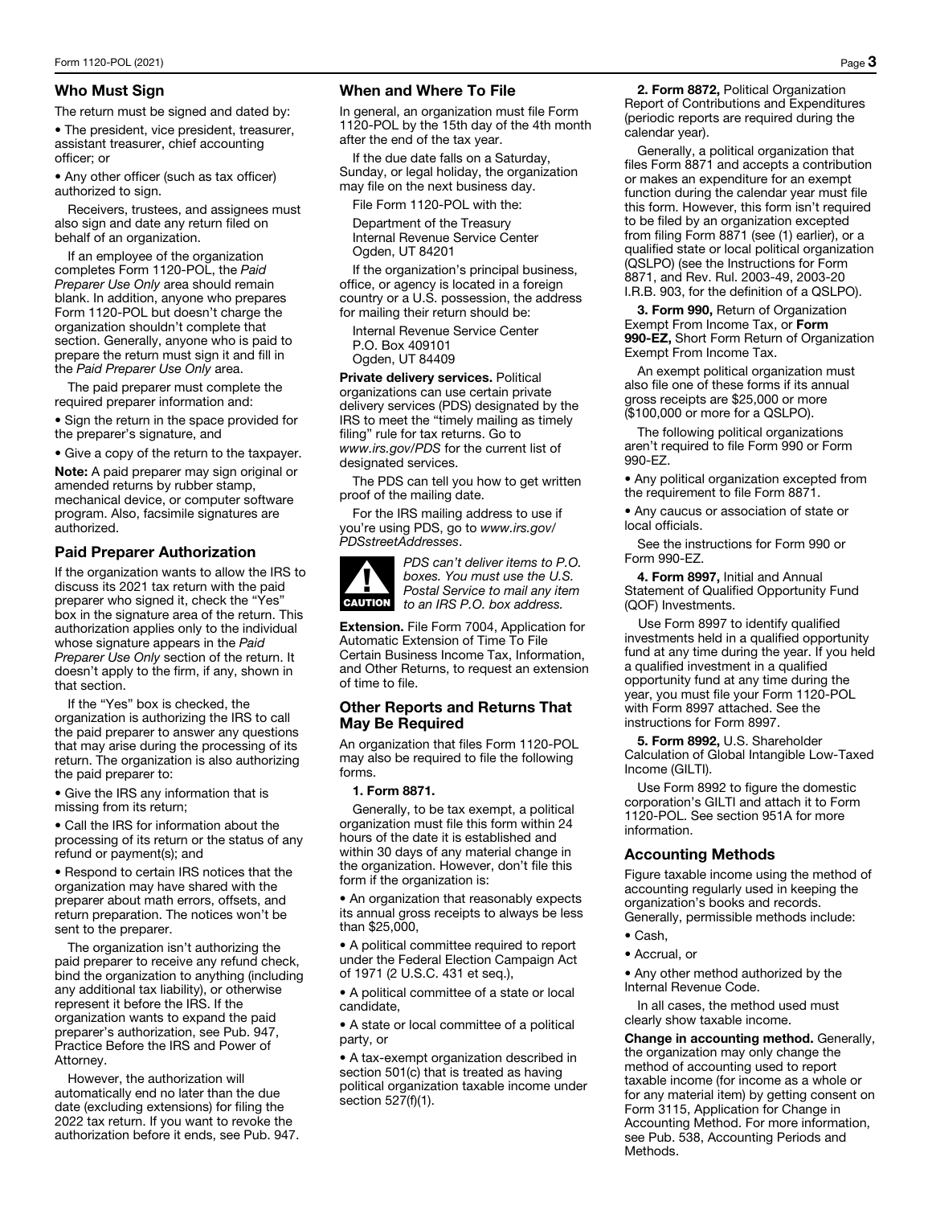## Who Must Sign

The return must be signed and dated by:

- The president, vice president, treasurer, assistant treasurer, chief accounting officer; or
- Any other officer (such as tax officer) authorized to sign.

Receivers, trustees, and assignees must also sign and date any return filed on behalf of an organization.

If an employee of the organization completes Form 1120-POL, the *Paid Preparer Use Only* area should remain blank. In addition, anyone who prepares Form 1120-POL but doesn't charge the organization shouldn't complete that section. Generally, anyone who is paid to prepare the return must sign it and fill in the *Paid Preparer Use Only* area.

The paid preparer must complete the required preparer information and:

- Sign the return in the space provided for the preparer's signature, and
- Give a copy of the return to the taxpayer.

**Note:** A paid preparer may sign original or amended returns by rubber stamp, mechanical device, or computer software program. Also, facsimile signatures are authorized.

## Paid Preparer Authorization

If the organization wants to allow the IRS to discuss its 2021 tax return with the paid preparer who signed it, check the "Yes" box in the signature area of the return. This authorization applies only to the individual whose signature appears in the *Paid Preparer Use Only* section of the return. It doesn't apply to the firm, if any, shown in that section.

If the "Yes" box is checked, the organization is authorizing the IRS to call the paid preparer to answer any questions that may arise during the processing of its return. The organization is also authorizing the paid preparer to:

- Give the IRS any information that is missing from its return;
- Call the IRS for information about the processing of its return or the status of any refund or payment(s); and
- Respond to certain IRS notices that the organization may have shared with the preparer about math errors, offsets, and return preparation. The notices won't be sent to the preparer.

The organization isn't authorizing the paid preparer to receive any refund check, bind the organization to anything (including any additional tax liability), or otherwise represent it before the IRS. If the organization wants to expand the paid preparer's authorization, see Pub. 947, Practice Before the IRS and Power of Attorney.

However, the authorization will automatically end no later than the due date (excluding extensions) for filing the 2022 tax return. If you want to revoke the authorization before it ends, see Pub. 947.

## When and Where To File

In general, an organization must file Form 1120-POL by the 15th day of the 4th month after the end of the tax year.

If the due date falls on a Saturday, Sunday, or legal holiday, the organization may file on the next business day.

File Form 1120-POL with the:

Department of the Treasury
Internal Revenue Service Center
Ogden, UT 84201

If the organization's principal business, office, or agency is located in a foreign country or a U.S. possession, the address for mailing their return should be:

Internal Revenue Service Center
P.O. Box 409101
Ogden, UT 84409

**Private delivery services.** Political organizations can use certain private delivery services (PDS) designated by the IRS to meet the "timely mailing as timely filing" rule for tax returns. Go to *www.irs.gov/PDS* for the current list of designated services.

The PDS can tell you how to get written proof of the mailing date.

For the IRS mailing address to use if you're using PDS, go to *www.irs.gov/PDSstreetAddresses*.

**CAUTION** *PDS can't deliver items to P.O. boxes. You must use the U.S. Postal Service to mail any item to an IRS P.O. box address.*

**Extension.** File Form 7004, Application for Automatic Extension of Time To File Certain Business Income Tax, Information, and Other Returns, to request an extension of time to file.

## Other Reports and Returns That May Be Required

An organization that files Form 1120-POL may also be required to file the following forms.

**1. Form 8871.**

Generally, to be tax exempt, a political organization must file this form within 24 hours of the date it is established and within 30 days of any material change in the organization. However, don't file this form if the organization is:

- An organization that reasonably expects its annual gross receipts to always be less than $25,000,
- A political committee required to report under the Federal Election Campaign Act of 1971 (2 U.S.C. 431 et seq.),
- A political committee of a state or local candidate,
- A state or local committee of a political party, or
- A tax-exempt organization described in section 501(c) that is treated as having political organization taxable income under section 527(f)(1).

**2. Form 8872,** Political Organization Report of Contributions and Expenditures (periodic reports are required during the calendar year).

Generally, a political organization that files Form 8871 and accepts a contribution or makes an expenditure for an exempt function during the calendar year must file this form. However, this form isn't required to be filed by an organization excepted from filing Form 8871 (see (1) earlier), or a qualified state or local political organization (QSLPO) (see the Instructions for Form 8871, and Rev. Rul. 2003-49, 2003-20 I.R.B. 903, for the definition of a QSLPO).

**3. Form 990,** Return of Organization Exempt From Income Tax, or **Form 990-EZ,** Short Form Return of Organization Exempt From Income Tax.

An exempt political organization must also file one of these forms if its annual gross receipts are $25,000 or more ($100,000 or more for a QSLPO).

The following political organizations aren't required to file Form 990 or Form 990-EZ.

- Any political organization excepted from the requirement to file Form 8871.
- Any caucus or association of state or local officials.

See the instructions for Form 990 or Form 990-EZ.

**4. Form 8997,** Initial and Annual Statement of Qualified Opportunity Fund (QOF) Investments.

Use Form 8997 to identify qualified investments held in a qualified opportunity fund at any time during the year. If you held a qualified investment in a qualified opportunity fund at any time during the year, you must file your Form 1120-POL with Form 8997 attached. See the instructions for Form 8997.

**5. Form 8992,** U.S. Shareholder Calculation of Global Intangible Low-Taxed Income (GILTI).

Use Form 8992 to figure the domestic corporation's GILTI and attach it to Form 1120-POL. See section 951A for more information.

## Accounting Methods

Figure taxable income using the method of accounting regularly used in keeping the organization's books and records. Generally, permissible methods include:

- Cash,
- Accrual, or
- Any other method authorized by the Internal Revenue Code.

In all cases, the method used must clearly show taxable income.

**Change in accounting method.** Generally, the organization may only change the method of accounting used to report taxable income (for income as a whole or for any material item) by getting consent on Form 3115, Application for Change in Accounting Method. For more information, see Pub. 538, Accounting Periods and Methods.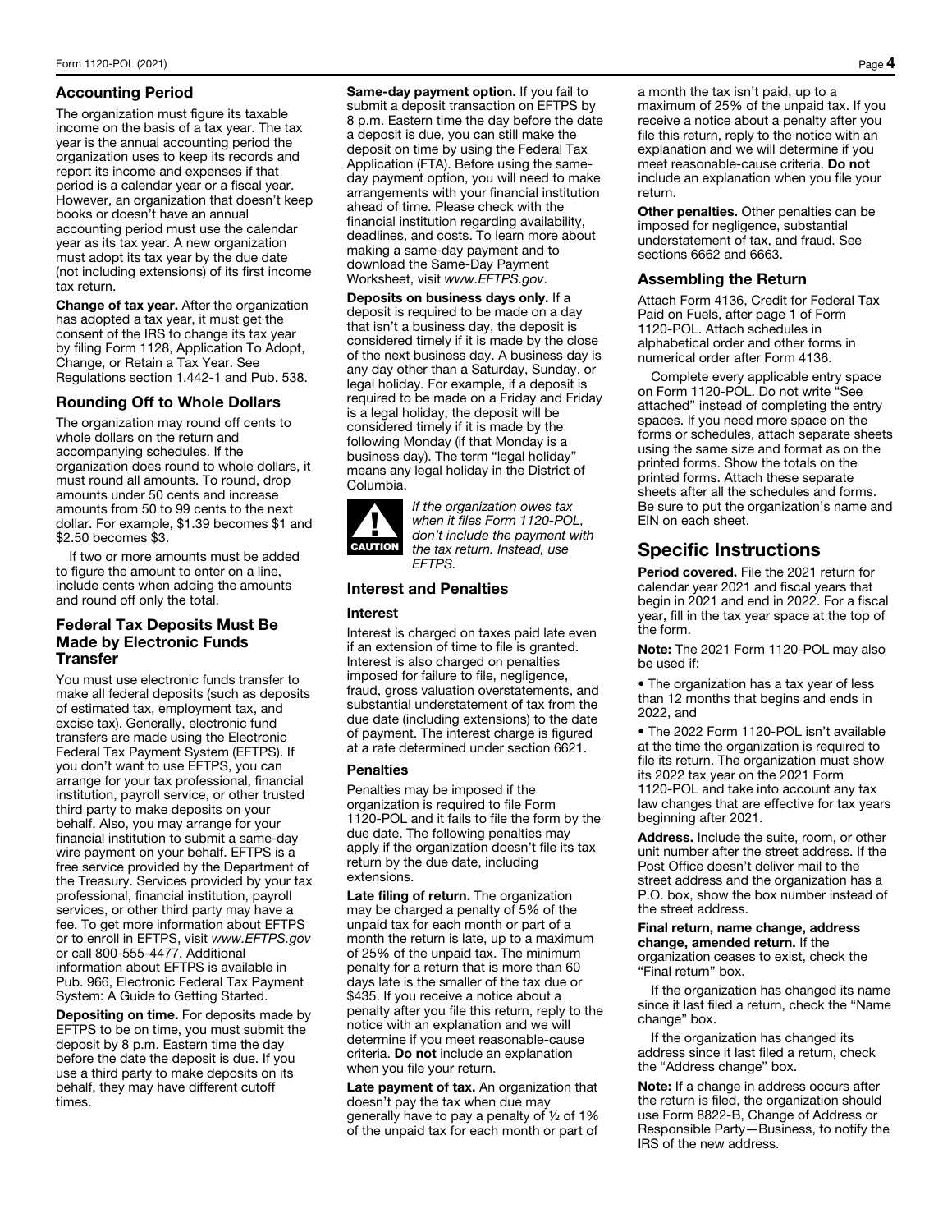## Accounting Period

The organization must figure its taxable income on the basis of a tax year. The tax year is the annual accounting period the organization uses to keep its records and report its income and expenses if that period is a calendar year or a fiscal year. However, an organization that doesn't keep books or doesn't have an annual accounting period must use the calendar year as its tax year. A new organization must adopt its tax year by the due date (not including extensions) of its first income tax return.

**Change of tax year.** After the organization has adopted a tax year, it must get the consent of the IRS to change its tax year by filing Form 1128, Application To Adopt, Change, or Retain a Tax Year. See Regulations section 1.442-1 and Pub. 538.

## Rounding Off to Whole Dollars

The organization may round off cents to whole dollars on the return and accompanying schedules. If the organization does round to whole dollars, it must round all amounts. To round, drop amounts under 50 cents and increase amounts from 50 to 99 cents to the next dollar. For example, $1.39 becomes $1 and $2.50 becomes $3.

If two or more amounts must be added to figure the amount to enter on a line, include cents when adding the amounts and round off only the total.

## Federal Tax Deposits Must Be Made by Electronic Funds Transfer

You must use electronic funds transfer to make all federal deposits (such as deposits of estimated tax, employment tax, and excise tax). Generally, electronic fund transfers are made using the Electronic Federal Tax Payment System (EFTPS). If you don't want to use EFTPS, you can arrange for your tax professional, financial institution, payroll service, or other trusted third party to make deposits on your behalf. Also, you may arrange for your financial institution to submit a same-day wire payment on your behalf. EFTPS is a free service provided by the Department of the Treasury. Services provided by your tax professional, financial institution, payroll services, or other third party may have a fee. To get more information about EFTPS or to enroll in EFTPS, visit *www.EFTPS.gov* or call 800-555-4477. Additional information about EFTPS is available in Pub. 966, Electronic Federal Tax Payment System: A Guide to Getting Started.

**Depositing on time.** For deposits made by EFTPS to be on time, you must submit the deposit by 8 p.m. Eastern time the day before the date the deposit is due. If you use a third party to make deposits on its behalf, they may have different cutoff times.

**Same-day payment option.** If you fail to submit a deposit transaction on EFTPS by 8 p.m. Eastern time the day before the date a deposit is due, you can still make the deposit on time by using the Federal Tax Application (FTA). Before using the same-day payment option, you will need to make arrangements with your financial institution ahead of time. Please check with the financial institution regarding availability, deadlines, and costs. To learn more about making a same-day payment and to download the Same-Day Payment Worksheet, visit *www.EFTPS.gov*.

**Deposits on business days only.** If a deposit is required to be made on a day that isn't a business day, the deposit is considered timely if it is made by the close of the next business day. A business day is any day other than a Saturday, Sunday, or legal holiday. For example, if a deposit is required to be made on a Friday and Friday is a legal holiday, the deposit will be considered timely if it is made by the following Monday (if that Monday is a business day). The term "legal holiday" means any legal holiday in the District of Columbia.

**CAUTION** *If the organization owes tax when it files Form 1120-POL, don't include the payment with the tax return. Instead, use EFTPS.*

## Interest and Penalties

### Interest

Interest is charged on taxes paid late even if an extension of time to file is granted. Interest is also charged on penalties imposed for failure to file, negligence, fraud, gross valuation overstatements, and substantial understatement of tax from the due date (including extensions) to the date of payment. The interest charge is figured at a rate determined under section 6621.

### Penalties

Penalties may be imposed if the organization is required to file Form 1120-POL and it fails to file the form by the due date. The following penalties may apply if the organization doesn't file its tax return by the due date, including extensions.

**Late filing of return.** The organization may be charged a penalty of 5% of the unpaid tax for each month or part of a month the return is late, up to a maximum of 25% of the unpaid tax. The minimum penalty for a return that is more than 60 days late is the smaller of the tax due or $435. If you receive a notice about a penalty after you file this return, reply to the notice with an explanation and we will determine if you meet reasonable-cause criteria. **Do not** include an explanation when you file your return.

**Late payment of tax.** An organization that doesn't pay the tax when due may generally have to pay a penalty of ½ of 1% of the unpaid tax for each month or part of a month the tax isn't paid, up to a maximum of 25% of the unpaid tax. If you receive a notice about a penalty after you file this return, reply to the notice with an explanation and we will determine if you meet reasonable-cause criteria. **Do not** include an explanation when you file your return.

**Other penalties.** Other penalties can be imposed for negligence, substantial understatement of tax, and fraud. See sections 6662 and 6663.

## Assembling the Return

Attach Form 4136, Credit for Federal Tax Paid on Fuels, after page 1 of Form 1120-POL. Attach schedules in alphabetical order and other forms in numerical order after Form 4136.

Complete every applicable entry space on Form 1120-POL. Do not write "See attached" instead of completing the entry spaces. If you need more space on the forms or schedules, attach separate sheets using the same size and format as on the printed forms. Show the totals on the printed forms. Attach these separate sheets after all the schedules and forms. Be sure to put the organization's name and EIN on each sheet.

# Specific Instructions

**Period covered.** File the 2021 return for calendar year 2021 and fiscal years that begin in 2021 and end in 2022. For a fiscal year, fill in the tax year space at the top of the form.

**Note:** The 2021 Form 1120-POL may also be used if:

- The organization has a tax year of less than 12 months that begins and ends in 2022, and
- The 2022 Form 1120-POL isn't available at the time the organization is required to file its return. The organization must show its 2022 tax year on the 2021 Form 1120-POL and take into account any tax law changes that are effective for tax years beginning after 2021.

**Address.** Include the suite, room, or other unit number after the street address. If the Post Office doesn't deliver mail to the street address and the organization has a P.O. box, show the box number instead of the street address.

**Final return, name change, address change, amended return.** If the organization ceases to exist, check the "Final return" box.

If the organization has changed its name since it last filed a return, check the "Name change" box.

If the organization has changed its address since it last filed a return, check the "Address change" box.

**Note:** If a change in address occurs after the return is filed, the organization should use Form 8822-B, Change of Address or Responsible Party—Business, to notify the IRS of the new address.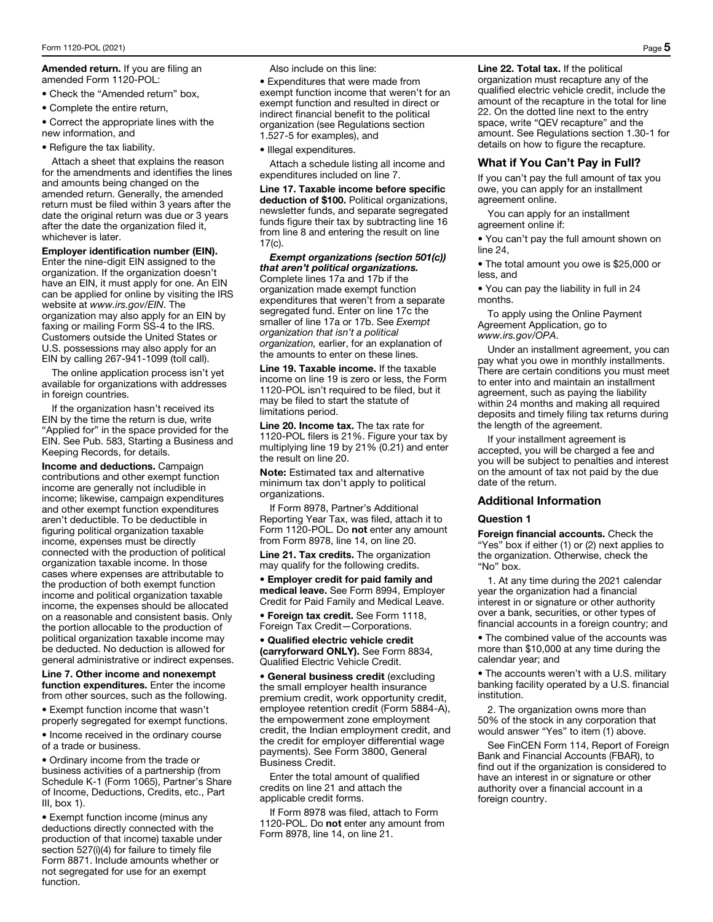**Amended return.** If you are filing an amended Form 1120-POL:

- Check the "Amended return" box,
- Complete the entire return,
- Correct the appropriate lines with the new information, and
- Refigure the tax liability.

Attach a sheet that explains the reason for the amendments and identifies the lines and amounts being changed on the amended return. Generally, the amended return must be filed within 3 years after the date the original return was due or 3 years after the date the organization filed it, whichever is later.

**Employer identification number (EIN).** Enter the nine-digit EIN assigned to the organization. If the organization doesn't have an EIN, it must apply for one. An EIN can be applied for online by visiting the IRS website at *www.irs.gov/EIN*. The organization may also apply for an EIN by faxing or mailing Form SS-4 to the IRS. Customers outside the United States or U.S. possessions may also apply for an EIN by calling 267-941-1099 (toll call).

The online application process isn't yet available for organizations with addresses in foreign countries.

If the organization hasn't received its EIN by the time the return is due, write "Applied for" in the space provided for the EIN. See Pub. 583, Starting a Business and Keeping Records, for details.

**Income and deductions.** Campaign contributions and other exempt function income are generally not includible in income; likewise, campaign expenditures and other exempt function expenditures aren't deductible. To be deductible in figuring political organization taxable income, expenses must be directly connected with the production of political organization taxable income. In those cases where expenses are attributable to the production of both exempt function income and political organization taxable income, the expenses should be allocated on a reasonable and consistent basis. Only the portion allocable to the production of political organization taxable income may be deducted. No deduction is allowed for general administrative or indirect expenses.

**Line 7. Other income and nonexempt function expenditures.** Enter the income from other sources, such as the following.

- Exempt function income that wasn't properly segregated for exempt functions.
- Income received in the ordinary course of a trade or business.
- Ordinary income from the trade or business activities of a partnership (from Schedule K-1 (Form 1065), Partner's Share of Income, Deductions, Credits, etc., Part III, box 1).
- Exempt function income (minus any deductions directly connected with the production of that income) taxable under section 527(i)(4) for failure to timely file Form 8871. Include amounts whether or not segregated for use for an exempt function.

Also include on this line:

- Expenditures that were made from exempt function income that weren't for an exempt function and resulted in direct or indirect financial benefit to the political organization (see Regulations section 1.527-5 for examples), and
- Illegal expenditures.

Attach a schedule listing all income and expenditures included on line 7.

**Line 17. Taxable income before specific deduction of $100.** Political organizations, newsletter funds, and separate segregated funds figure their tax by subtracting line 16 from line 8 and entering the result on line 17(c).

***Exempt organizations (section 501(c)) that aren't political organizations.*** Complete lines 17a and 17b if the organization made exempt function expenditures that weren't from a separate segregated fund. Enter on line 17c the smaller of line 17a or 17b. See *Exempt organization that isn't a political organization,* earlier, for an explanation of the amounts to enter on these lines.

**Line 19. Taxable income.** If the taxable income on line 19 is zero or less, the Form 1120-POL isn't required to be filed, but it may be filed to start the statute of limitations period.

**Line 20. Income tax.** The tax rate for 1120-POL filers is 21%. Figure your tax by multiplying line 19 by 21% (0.21) and enter the result on line 20.

**Note:** Estimated tax and alternative minimum tax don't apply to political organizations.

If Form 8978, Partner's Additional Reporting Year Tax, was filed, attach it to Form 1120-POL. Do **not** enter any amount from Form 8978, line 14, on line 20.

**Line 21. Tax credits.** The organization may qualify for the following credits.

- **Employer credit for paid family and medical leave.** See Form 8994, Employer Credit for Paid Family and Medical Leave.
- **Foreign tax credit.** See Form 1118, Foreign Tax Credit—Corporations.
- **Qualified electric vehicle credit (carryforward ONLY).** See Form 8834, Qualified Electric Vehicle Credit.
- **General business credit** (excluding the small employer health insurance premium credit, work opportunity credit, employee retention credit (Form 5884-A), the empowerment zone employment credit, the Indian employment credit, and the credit for employer differential wage payments). See Form 3800, General Business Credit.

Enter the total amount of qualified credits on line 21 and attach the applicable credit forms.

If Form 8978 was filed, attach to Form 1120-POL. Do **not** enter any amount from Form 8978, line 14, on line 21.

**Line 22. Total tax.** If the political organization must recapture any of the qualified electric vehicle credit, include the amount of the recapture in the total for line 22. On the dotted line next to the entry space, write "QEV recapture" and the amount. See Regulations section 1.30-1 for details on how to figure the recapture.

## What if You Can't Pay in Full?

If you can't pay the full amount of tax you owe, you can apply for an installment agreement online.

You can apply for an installment agreement online if:

- You can't pay the full amount shown on line 24,
- The total amount you owe is $25,000 or less, and
- You can pay the liability in full in 24 months.

To apply using the Online Payment Agreement Application, go to *www.irs.gov/OPA*.

Under an installment agreement, you can pay what you owe in monthly installments. There are certain conditions you must meet to enter into and maintain an installment agreement, such as paying the liability within 24 months and making all required deposits and timely filing tax returns during the length of the agreement.

If your installment agreement is accepted, you will be charged a fee and you will be subject to penalties and interest on the amount of tax not paid by the due date of the return.

## Additional Information

### Question 1

**Foreign financial accounts.** Check the "Yes" box if either (1) or (2) next applies to the organization. Otherwise, check the "No" box.

1. At any time during the 2021 calendar year the organization had a financial interest in or signature or other authority over a bank, securities, or other types of financial accounts in a foreign country; and

- The combined value of the accounts was more than $10,000 at any time during the calendar year; and
- The accounts weren't with a U.S. military banking facility operated by a U.S. financial institution.

2. The organization owns more than 50% of the stock in any corporation that would answer "Yes" to item (1) above.

See FinCEN Form 114, Report of Foreign Bank and Financial Accounts (FBAR), to find out if the organization is considered to have an interest in or signature or other authority over a financial account in a foreign country.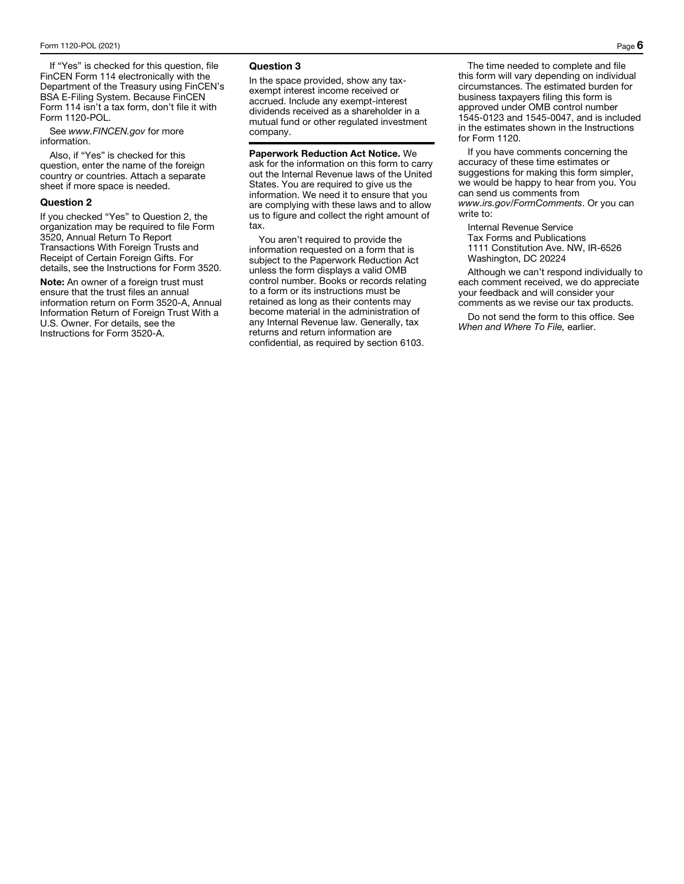If "Yes" is checked for this question, file FinCEN Form 114 electronically with the Department of the Treasury using FinCEN's BSA E-Filing System. Because FinCEN Form 114 isn't a tax form, don't file it with Form 1120-POL.

See *www.FINCEN.gov* for more information.

Also, if "Yes" is checked for this question, enter the name of the foreign country or countries. Attach a separate sheet if more space is needed.

### Question 2

If you checked "Yes" to Question 2, the organization may be required to file Form 3520, Annual Return To Report Transactions With Foreign Trusts and Receipt of Certain Foreign Gifts. For details, see the Instructions for Form 3520.

**Note:** An owner of a foreign trust must ensure that the trust files an annual information return on Form 3520-A, Annual Information Return of Foreign Trust With a U.S. Owner. For details, see the Instructions for Form 3520-A.

### Question 3

In the space provided, show any tax-exempt interest income received or accrued. Include any exempt-interest dividends received as a shareholder in a mutual fund or other regulated investment company.

**Paperwork Reduction Act Notice.** We ask for the information on this form to carry out the Internal Revenue laws of the United States. You are required to give us the information. We need it to ensure that you are complying with these laws and to allow us to figure and collect the right amount of tax.

You aren't required to provide the information requested on a form that is subject to the Paperwork Reduction Act unless the form displays a valid OMB control number. Books or records relating to a form or its instructions must be retained as long as their contents may become material in the administration of any Internal Revenue law. Generally, tax returns and return information are confidential, as required by section 6103.

The time needed to complete and file this form will vary depending on individual circumstances. The estimated burden for business taxpayers filing this form is approved under OMB control number 1545-0123 and 1545-0047, and is included in the estimates shown in the Instructions for Form 1120.

If you have comments concerning the accuracy of these time estimates or suggestions for making this form simpler, we would be happy to hear from you. You can send us comments from *www.irs.gov/FormComments*. Or you can write to:

Internal Revenue Service
Tax Forms and Publications
1111 Constitution Ave. NW, IR-6526
Washington, DC 20224

Although we can't respond individually to each comment received, we do appreciate your feedback and will consider your comments as we revise our tax products.

Do not send the form to this office. See *When and Where To File,* earlier.